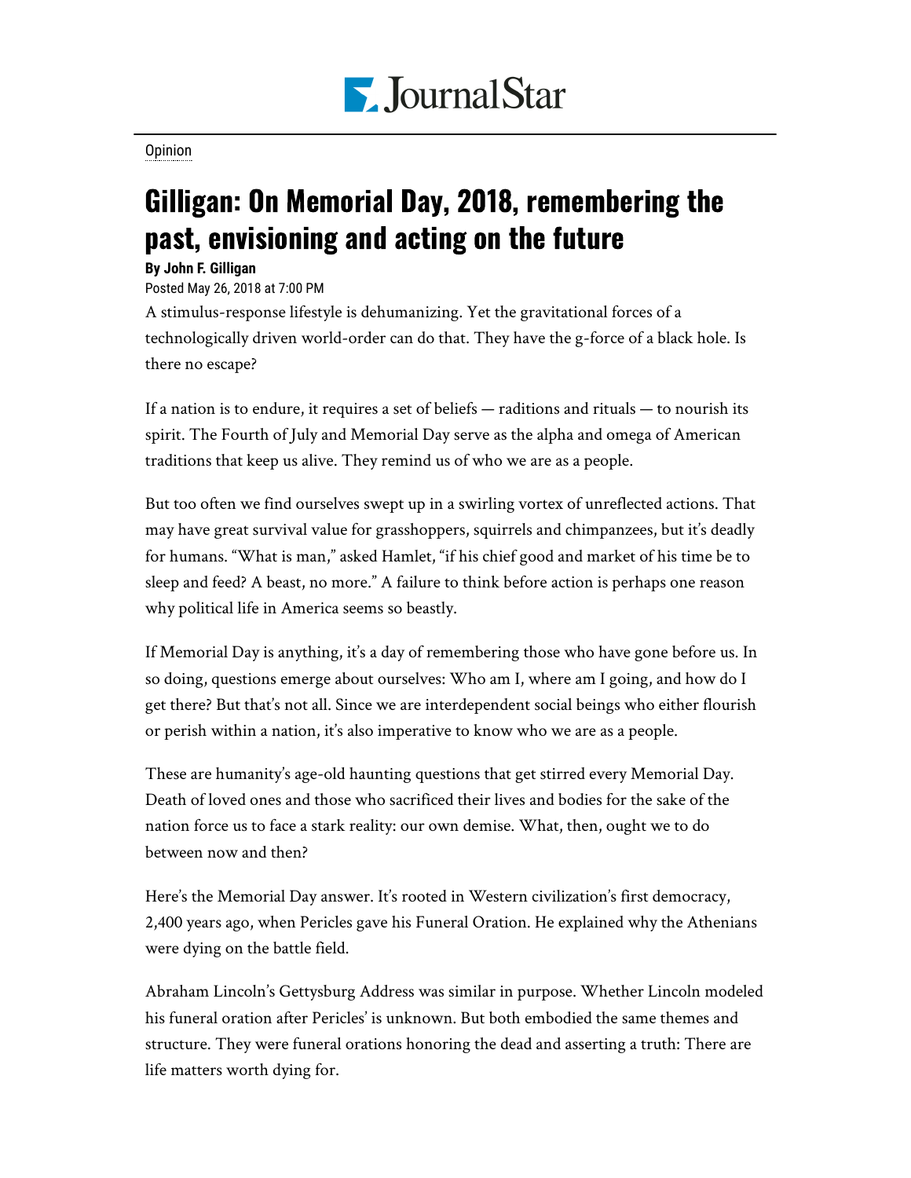Journal Star

Opinion

# Gilligan: On Memorial Day, 2018, remembering the past, envisioning and acting on the future

**By John F. Gilligan**

Posted May 26, 2018 at 7:00 PM

A stimulus-response lifestyle is dehumanizing. Yet the gravitational forces of a technologically driven world-order can do that. They have the g-force of a black hole. Is there no escape?

If a nation is to endure, it requires a set of beliefs — raditions and rituals — to nourish its spirit. The Fourth of July and Memorial Day serve as the alpha and omega of American traditions that keep us alive. They remind us of who we are as a people.

But too often we find ourselves swept up in a swirling vortex of unreflected actions. That may have great survival value for grasshoppers, squirrels and chimpanzees, but it's deadly for humans. "What is man," asked Hamlet, "if his chief good and market of his time be to sleep and feed? A beast, no more." A failure to think before action is perhaps one reason why political life in America seems so beastly.

If Memorial Day is anything, it's a day of remembering those who have gone before us. In so doing, questions emerge about ourselves: Who am I, where am I going, and how do I get there? But that's not all. Since we are interdependent social beings who either flourish or perish within a nation, it's also imperative to know who we are as a people.

These are humanity's age-old haunting questions that get stirred every Memorial Day. Death of loved ones and those who sacrificed their lives and bodies for the sake of the nation force us to face a stark reality: our own demise. What, then, ought we to do between now and then?

Here's the Memorial Day answer. It's rooted in Western civilization's first democracy, 2,400 years ago, when Pericles gave his Funeral Oration. He explained why the Athenians were dying on the battle field.

Abraham Lincoln's Gettysburg Address was similar in purpose. Whether Lincoln modeled his funeral oration after Pericles' is unknown. But both embodied the same themes and structure. They were funeral orations honoring the dead and asserting a truth: There are life matters worth dying for.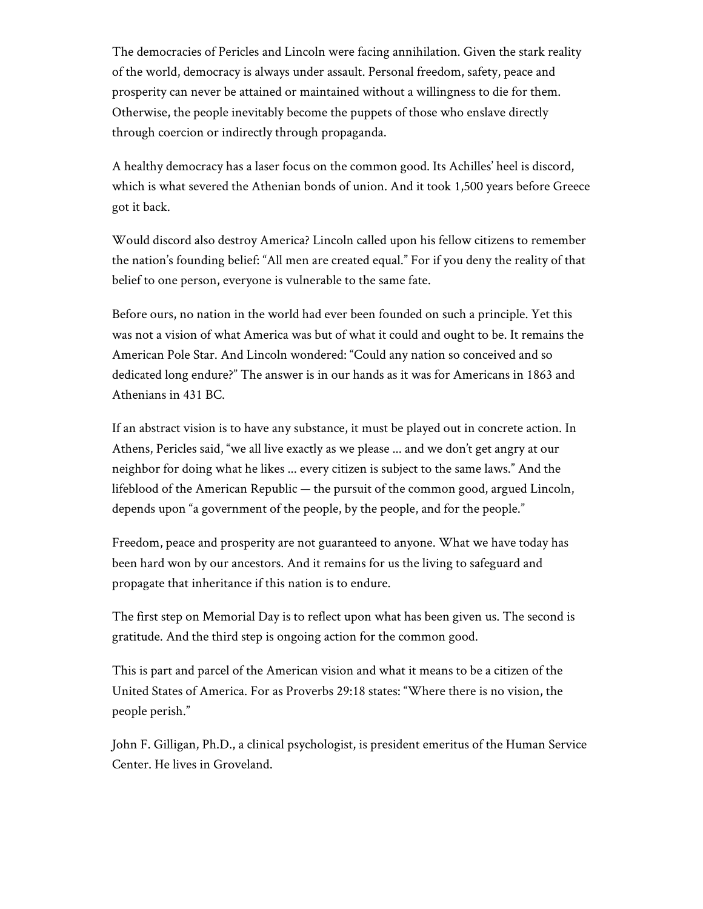The democracies of Pericles and Lincoln were facing annihilation. Given the stark reality of the world, democracy is always under assault. Personal freedom, safety, peace and prosperity can never be attained or maintained without a willingness to die for them. Otherwise, the people inevitably become the puppets of those who enslave directly through coercion or indirectly through propaganda.

A healthy democracy has a laser focus on the common good. Its Achilles' heel is discord, which is what severed the Athenian bonds of union. And it took 1,500 years before Greece got it back.

Would discord also destroy America? Lincoln called upon his fellow citizens to remember the nation's founding belief: "All men are created equal." For if you deny the reality of that belief to one person, everyone is vulnerable to the same fate.

Before ours, no nation in the world had ever been founded on such a principle. Yet this was not a vision of what America was but of what it could and ought to be. It remains the American Pole Star. And Lincoln wondered: "Could any nation so conceived and so dedicated long endure?" The answer is in our hands as it was for Americans in 1863 and Athenians in 431 BC.

If an abstract vision is to have any substance, it must be played out in concrete action. In Athens, Pericles said, "we all live exactly as we please ... and we don't get angry at our neighbor for doing what he likes ... every citizen is subject to the same laws." And the lifeblood of the American Republic — the pursuit of the common good, argued Lincoln, depends upon "a government of the people, by the people, and for the people."

Freedom, peace and prosperity are not guaranteed to anyone. What we have today has been hard won by our ancestors. And it remains for us the living to safeguard and propagate that inheritance if this nation is to endure.

The first step on Memorial Day is to reflect upon what has been given us. The second is gratitude. And the third step is ongoing action for the common good.

This is part and parcel of the American vision and what it means to be a citizen of the United States of America. For as Proverbs 29:18 states: "Where there is no vision, the people perish."

John F. Gilligan, Ph.D., a clinical psychologist, is president emeritus of the Human Service Center. He lives in Groveland.